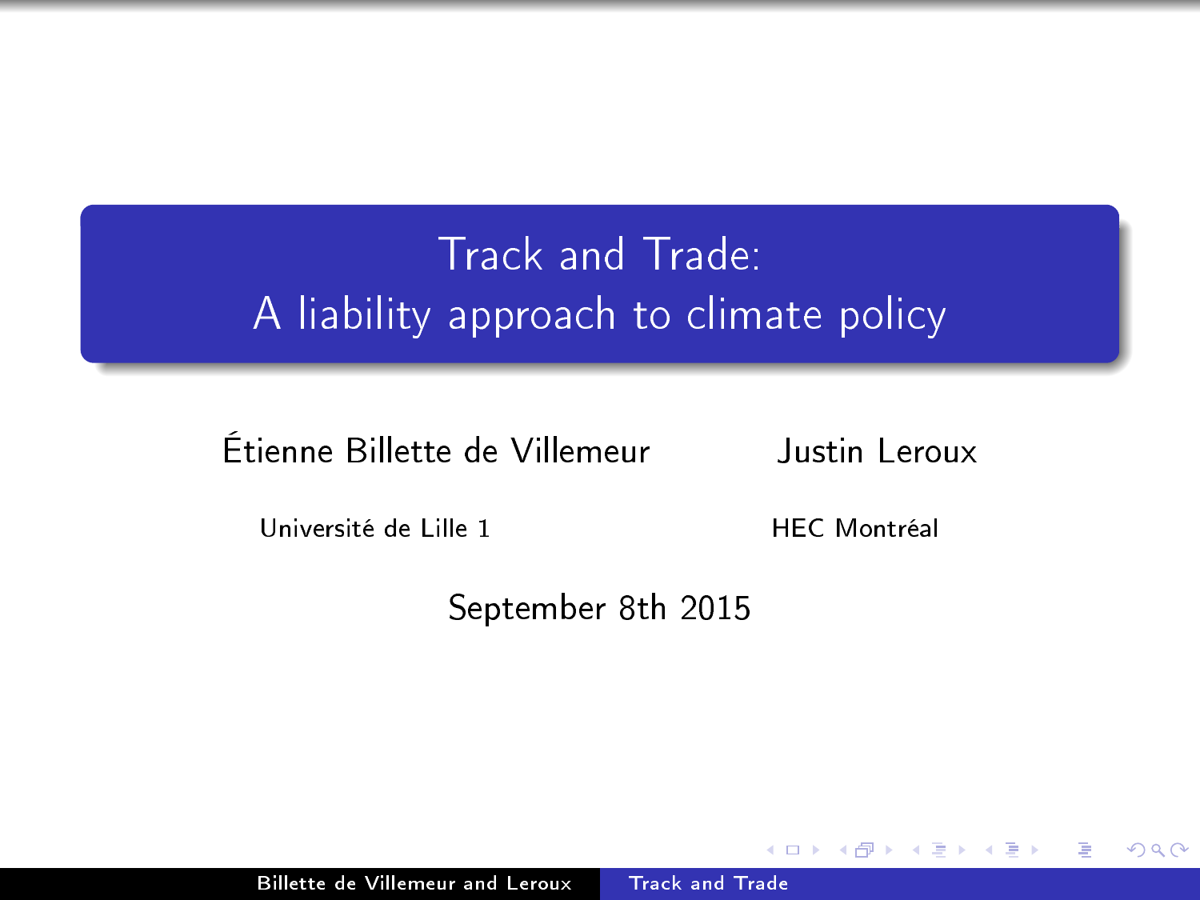# Track and Trade: A liability approach to climate policy

Étienne Billette de Villemeur — Université de Lille 1

Justin Leroux — HEC Montréal

September 8th 2015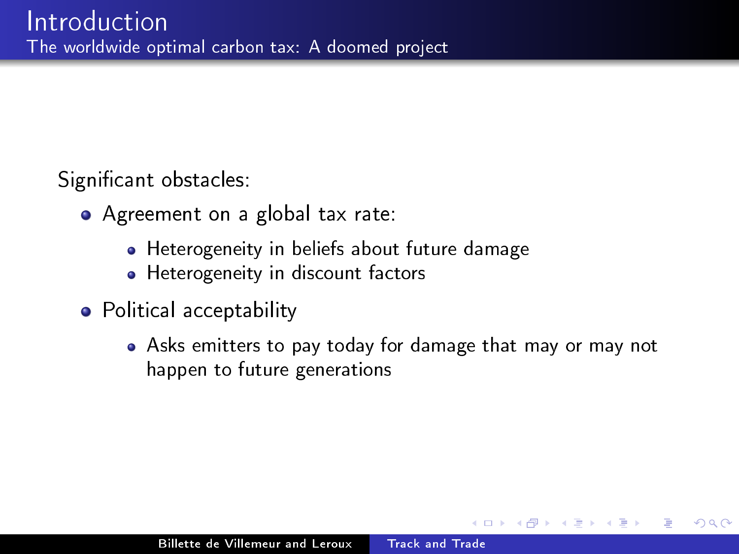# Introduction

## The worldwide optimal carbon tax: A doomed project

Significant obstacles:

- Agreement on a global tax rate:
  - Heterogeneity in beliefs about future damage
  - Heterogeneity in discount factors
- Political acceptability
  - Asks emitters to pay today for damage that may or may not happen to future generations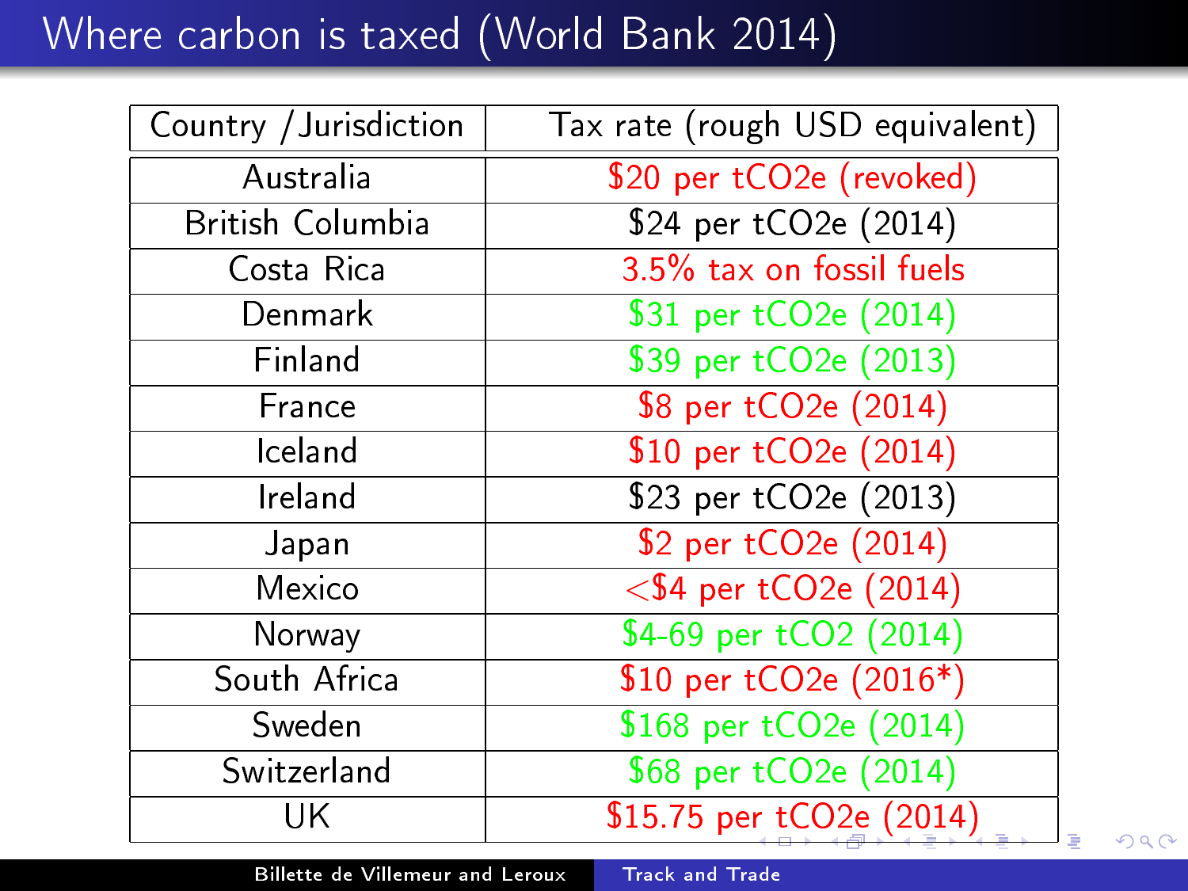# Where carbon is taxed (World Bank 2014)

| Country /Jurisdiction | Tax rate (rough USD equivalent) |
|---|---|
| Australia | \$20 per tCO2e (revoked) |
| British Columbia | \$24 per tCO2e (2014) |
| Costa Rica | 3.5% tax on fossil fuels |
| Denmark | \$31 per tCO2e (2014) |
| Finland | \$39 per tCO2e (2013) |
| France | \$8 per tCO2e (2014) |
| Iceland | \$10 per tCO2e (2014) |
| Ireland | \$23 per tCO2e (2013) |
| Japan | \$2 per tCO2e (2014) |
| Mexico | <\$4 per tCO2e (2014) |
| Norway | \$4-69 per tCO2 (2014) |
| South Africa | \$10 per tCO2e (2016*) |
| Sweden | \$168 per tCO2e (2014) |
| Switzerland | \$68 per tCO2e (2014) |
| UK | \$15.75 per tCO2e (2014) |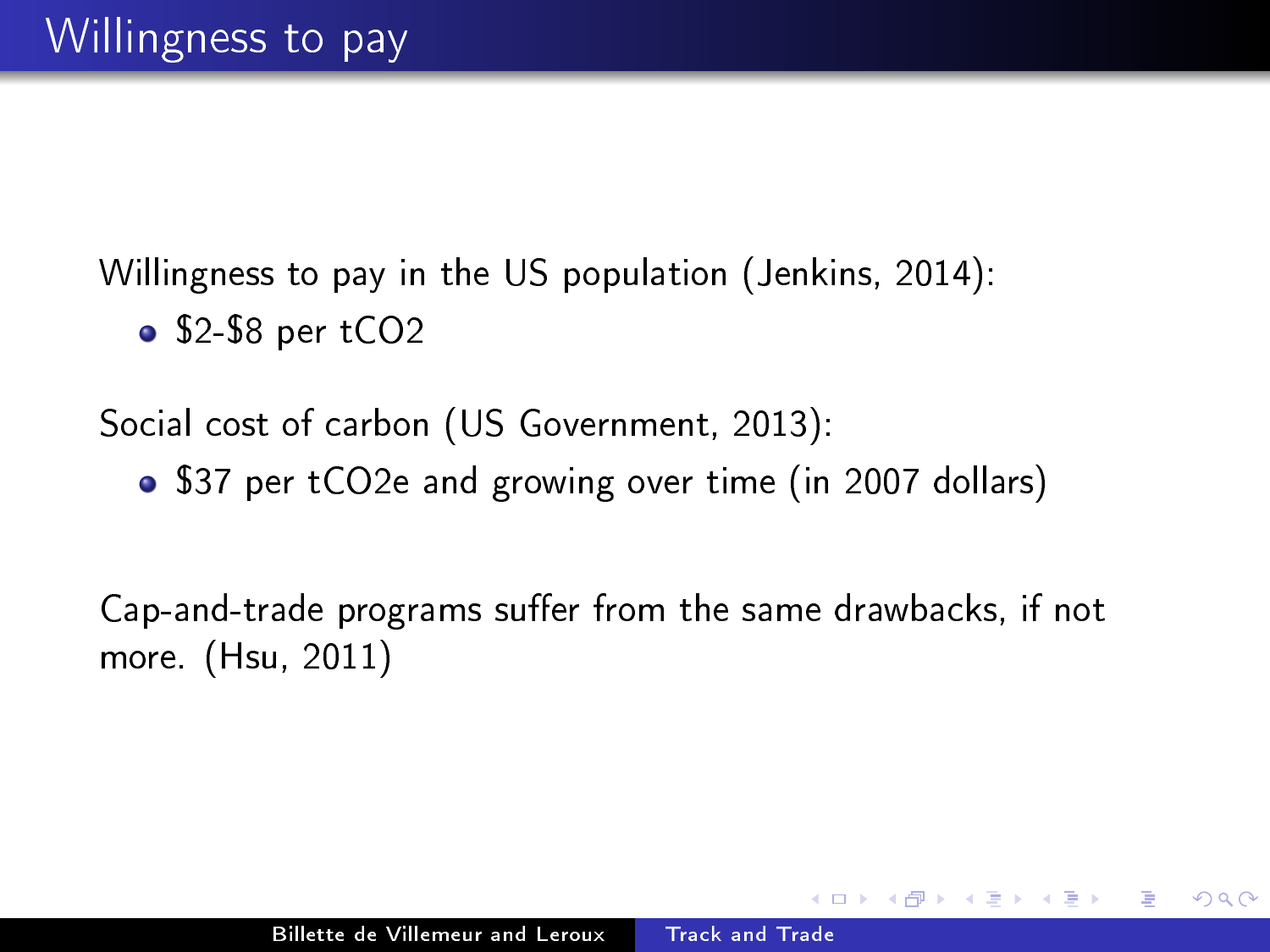# Willingness to pay

Willingness to pay in the US population (Jenkins, 2014):

- \$2-\$8 per $tCO_2$

Social cost of carbon (US Government, 2013):

- \$37 per $tCO_2e$ and growing over time (in 2007 dollars)

Cap-and-trade programs suffer from the same drawbacks, if not more. (Hsu, 2011)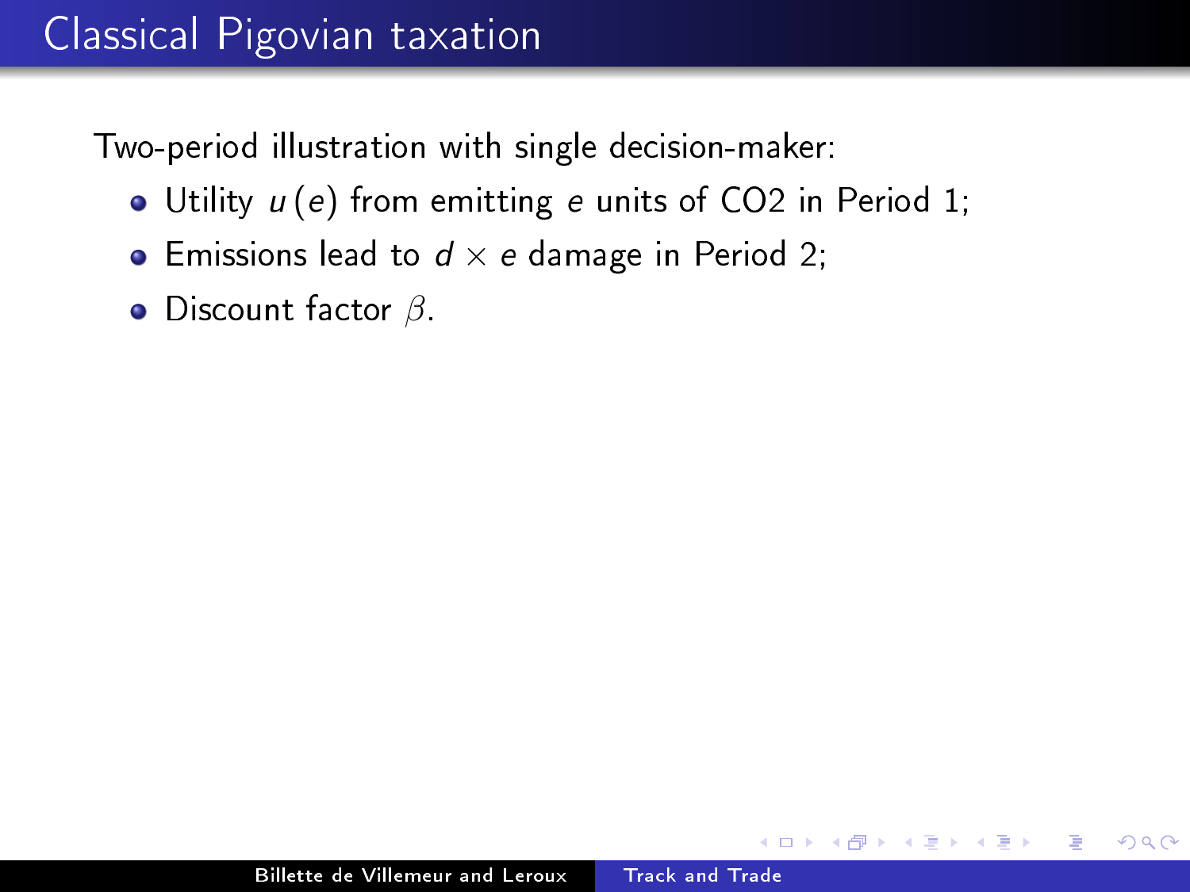# Classical Pigovian taxation

Two-period illustration with single decision-maker:

- Utility $u(e)$ from emitting $e$ units of CO2 in Period 1;
- Emissions lead to $d \times e$ damage in Period 2;
- Discount factor $\beta$.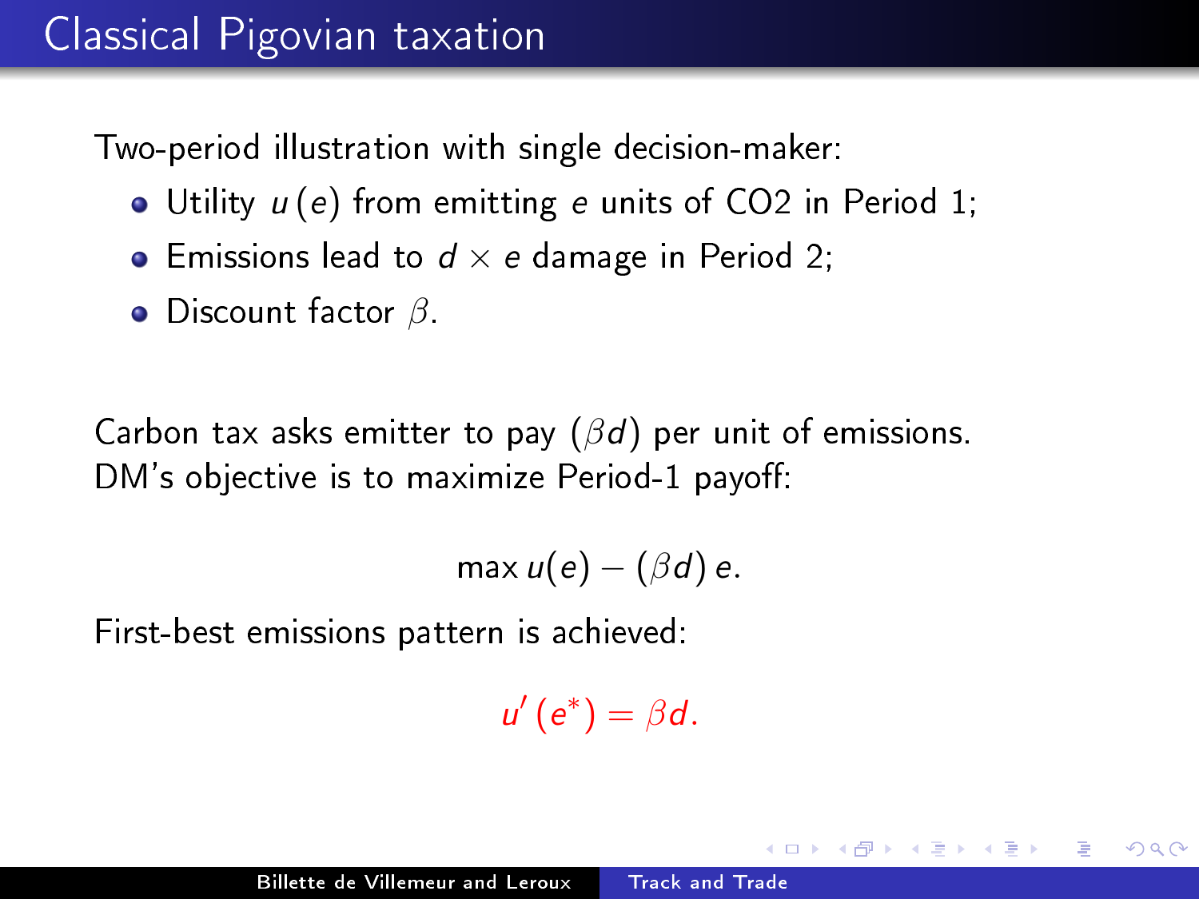# Classical Pigovian taxation

Two-period illustration with single decision-maker:

- Utility $u(e)$ from emitting $e$ units of CO2 in Period 1;
- Emissions lead to $d \times e$ damage in Period 2;
- Discount factor $\beta$.

Carbon tax asks emitter to pay $(\beta d)$ per unit of emissions.
DM's objective is to maximize Period-1 payoff:

$$\max u(e) - (\beta d)\, e.$$

First-best emissions pattern is achieved:

$$u'(e^*) = \beta d.$$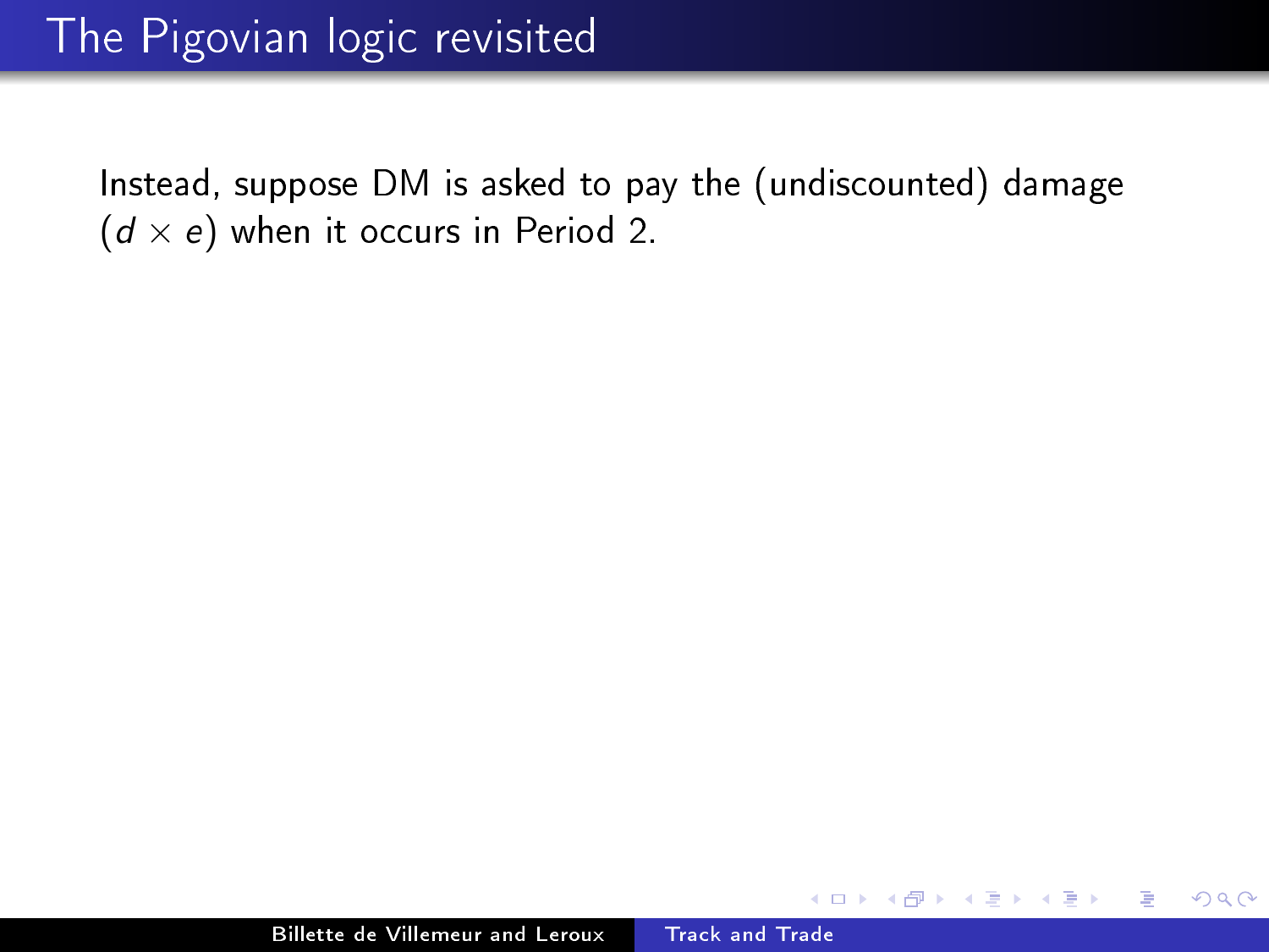# The Pigovian logic revisited

Instead, suppose DM is asked to pay the (undiscounted) damage ($d \times e$) when it occurs in Period 2.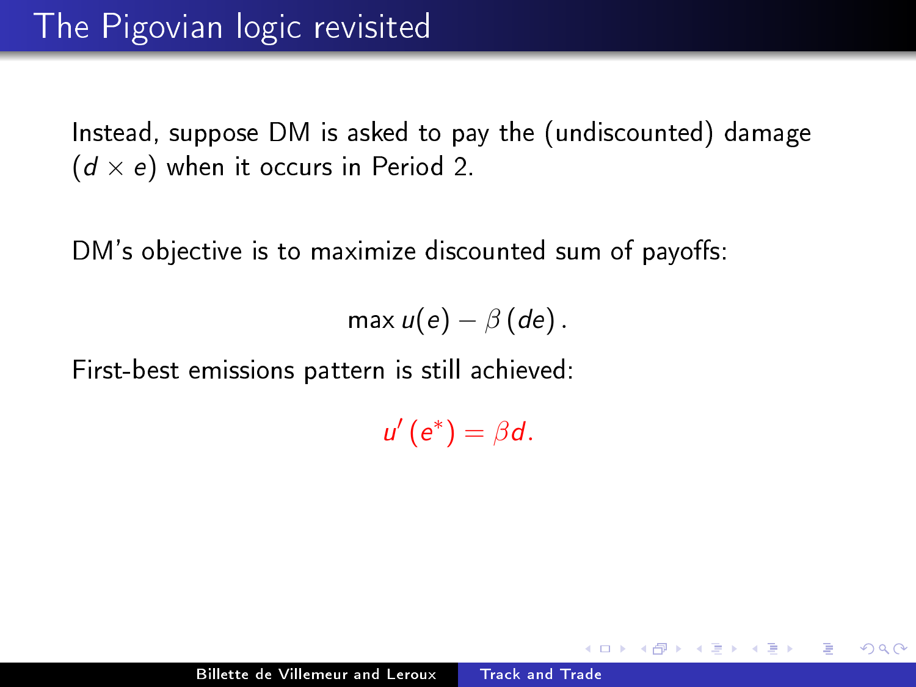# The Pigovian logic revisited

Instead, suppose DM is asked to pay the (undiscounted) damage ($d \times e$) when it occurs in Period 2.

DM's objective is to maximize discounted sum of payoffs:

$$\max u(e) - \beta \left( de \right).$$

First-best emissions pattern is still achieved:

$$u' \left( e^{*} \right) = \beta d.$$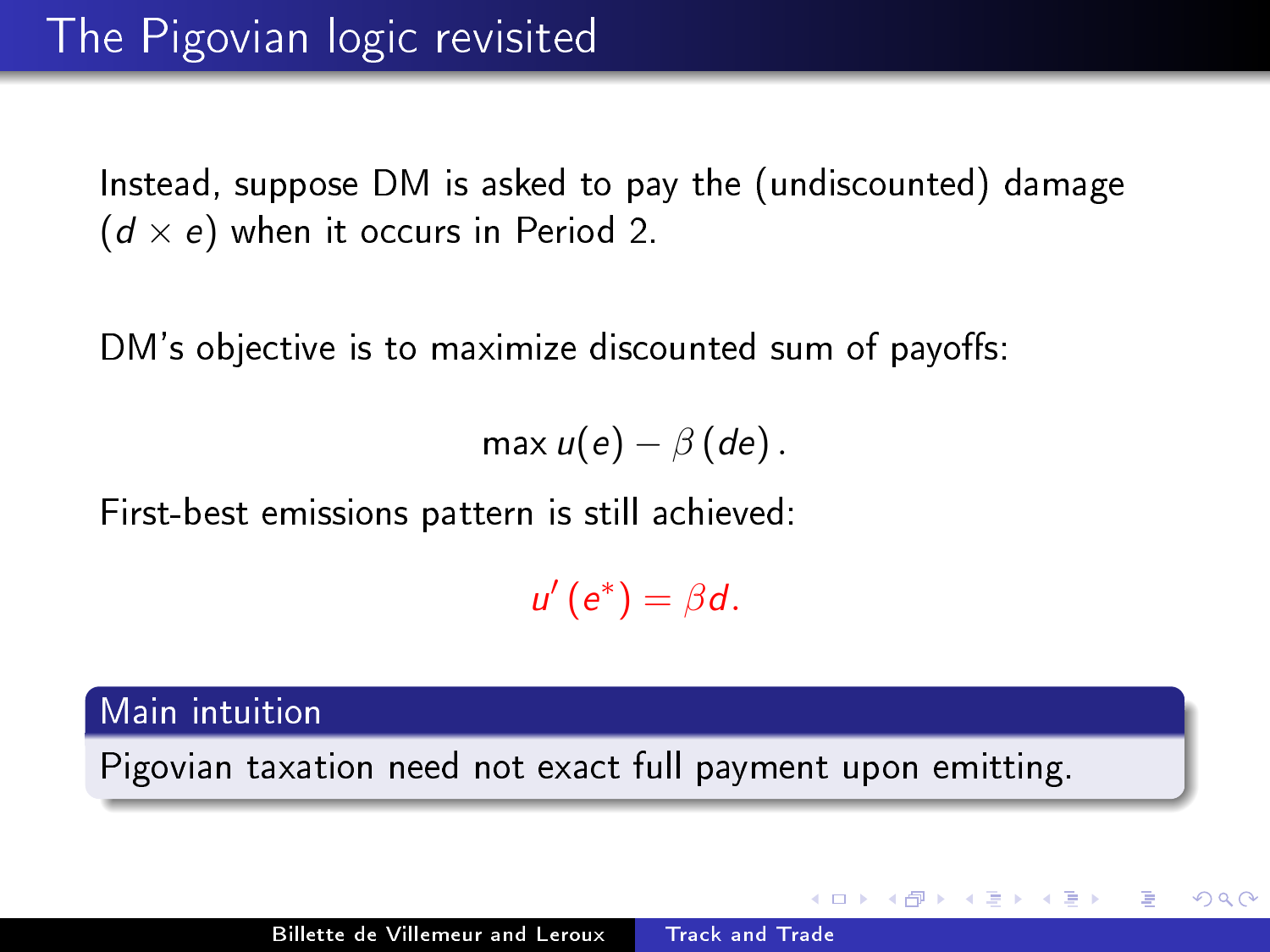# The Pigovian logic revisited

Instead, suppose DM is asked to pay the (undiscounted) damage ($d \times e$) when it occurs in Period 2.

DM's objective is to maximize discounted sum of payoffs:

$$\max u(e) - \beta (de).$$

First-best emissions pattern is still achieved:

$$u'(e^*) = \beta d.$$

**Main intuition**

Pigovian taxation need not exact full payment upon emitting.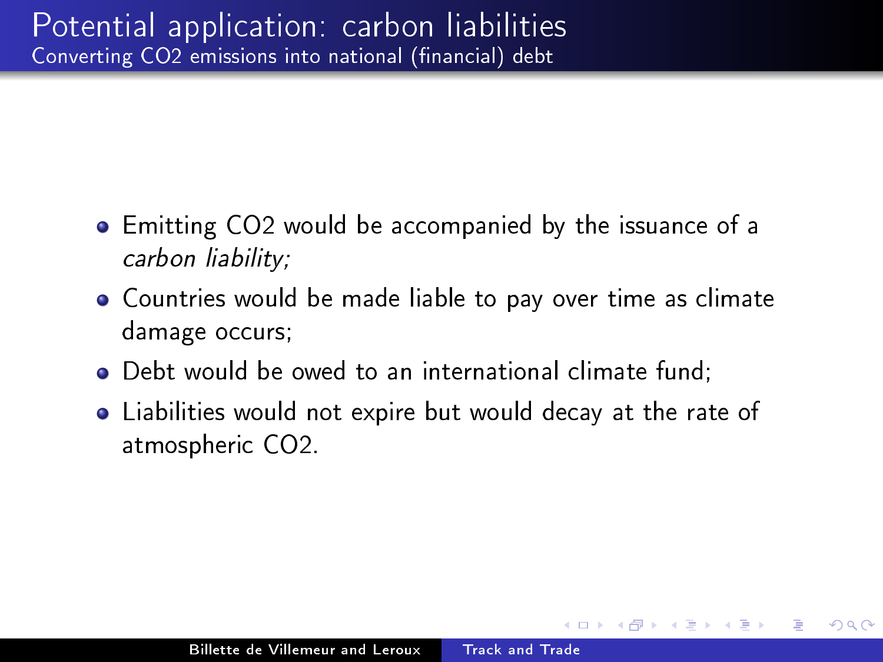# Potential application: carbon liabilities

## Converting $CO_2$ emissions into national (financial) debt

- Emitting $CO_2$ would be accompanied by the issuance of a *carbon liability;*
- Countries would be made liable to pay over time as climate damage occurs;
- Debt would be owed to an international climate fund;
- Liabilities would not expire but would decay at the rate of atmospheric $CO_2$.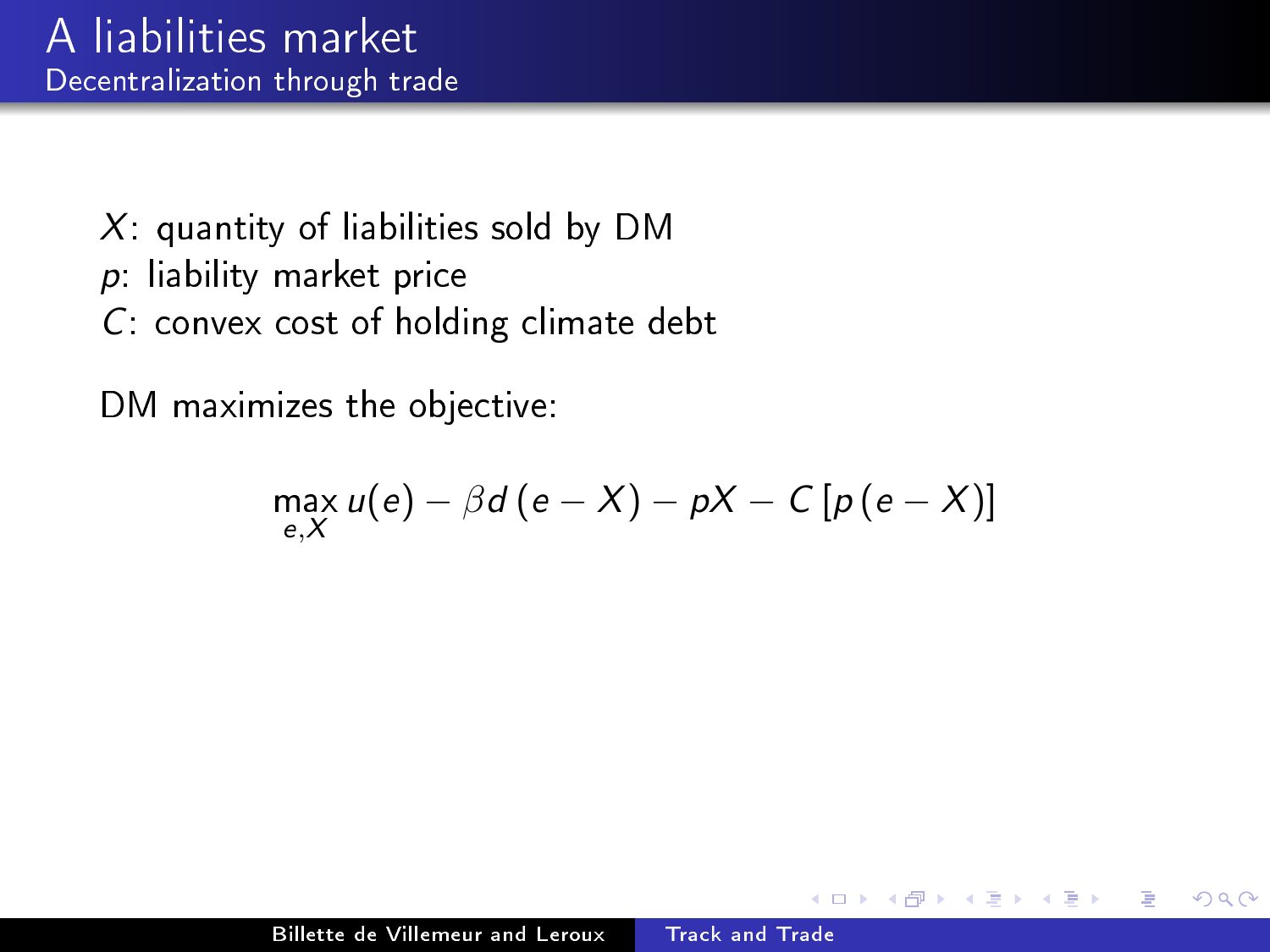# A liabilities market

## Decentralization through trade

$X$: quantity of liabilities sold by DM
$p$: liability market price
$C$: convex cost of holding climate debt

DM maximizes the objective:

$$\max_{e,X} u(e) - \beta d\,(e - X) - pX - C\,[p\,(e - X)]$$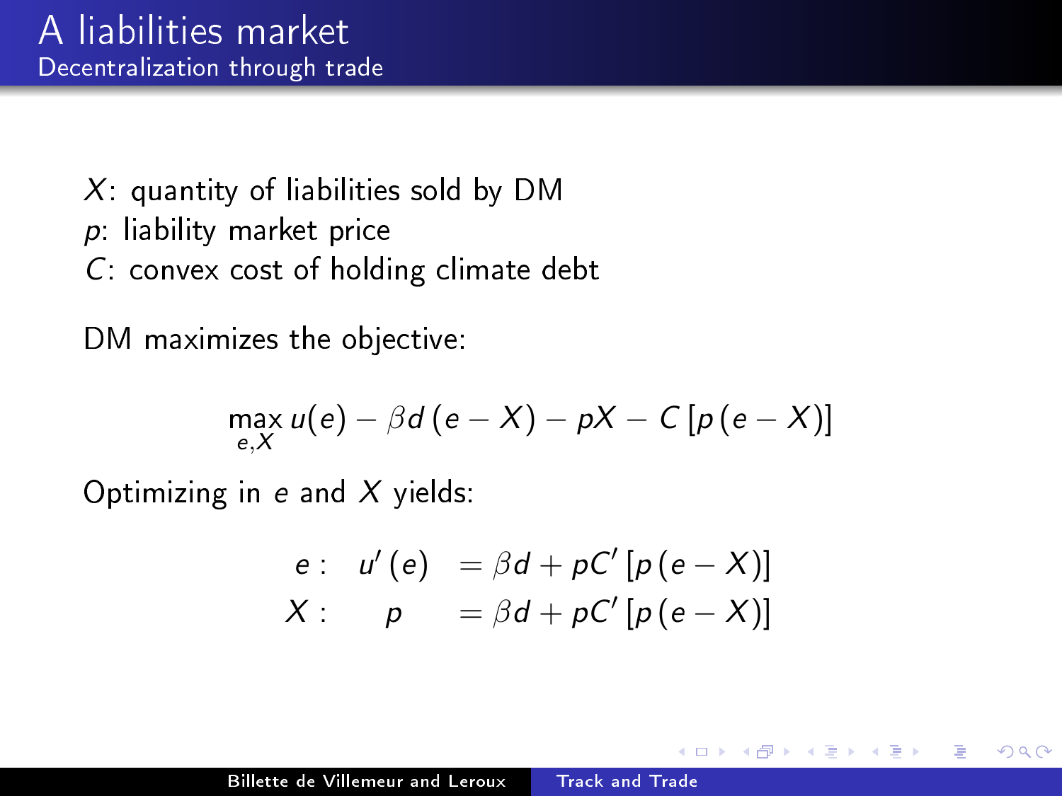# A liabilities market

## Decentralization through trade

$X$: quantity of liabilities sold by DM
$p$: liability market price
$C$: convex cost of holding climate debt

DM maximizes the objective:

$$\max_{e,X} u(e) - \beta d\,(e - X) - pX - C\left[p\,(e - X)\right]$$

Optimizing in $e$ and $X$ yields:

$$\begin{aligned} e: \quad u'(e) &= \beta d + pC'\left[p\,(e - X)\right] \\ X: \quad p &= \beta d + pC'\left[p\,(e - X)\right] \end{aligned}$$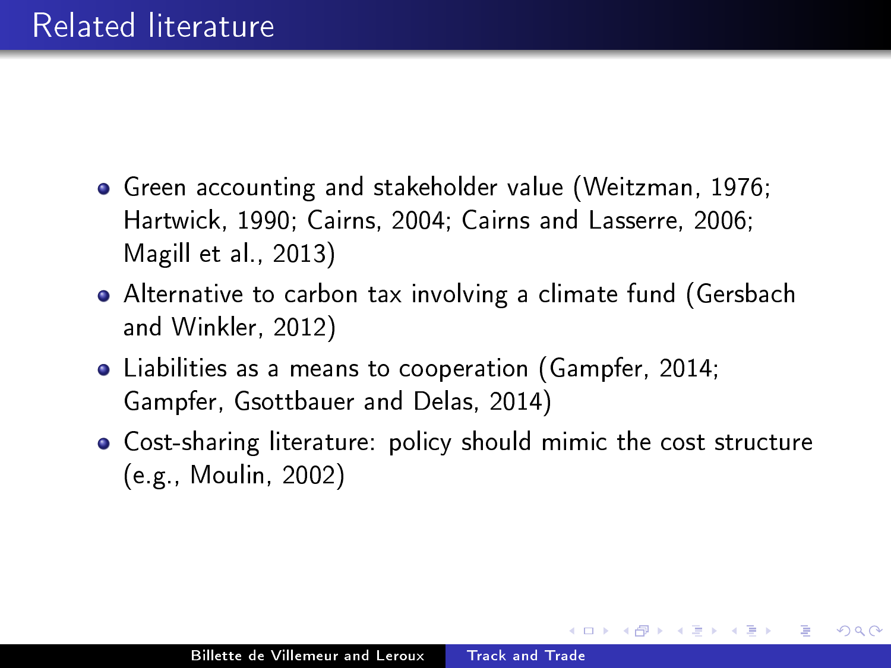## Related literature

- Green accounting and stakeholder value (Weitzman, 1976; Hartwick, 1990; Cairns, 2004; Cairns and Lasserre, 2006; Magill et al., 2013)
- Alternative to carbon tax involving a climate fund (Gersbach and Winkler, 2012)
- Liabilities as a means to cooperation (Gampfer, 2014; Gampfer, Gsottbauer and Delas, 2014)
- Cost-sharing literature: policy should mimic the cost structure (e.g., Moulin, 2002)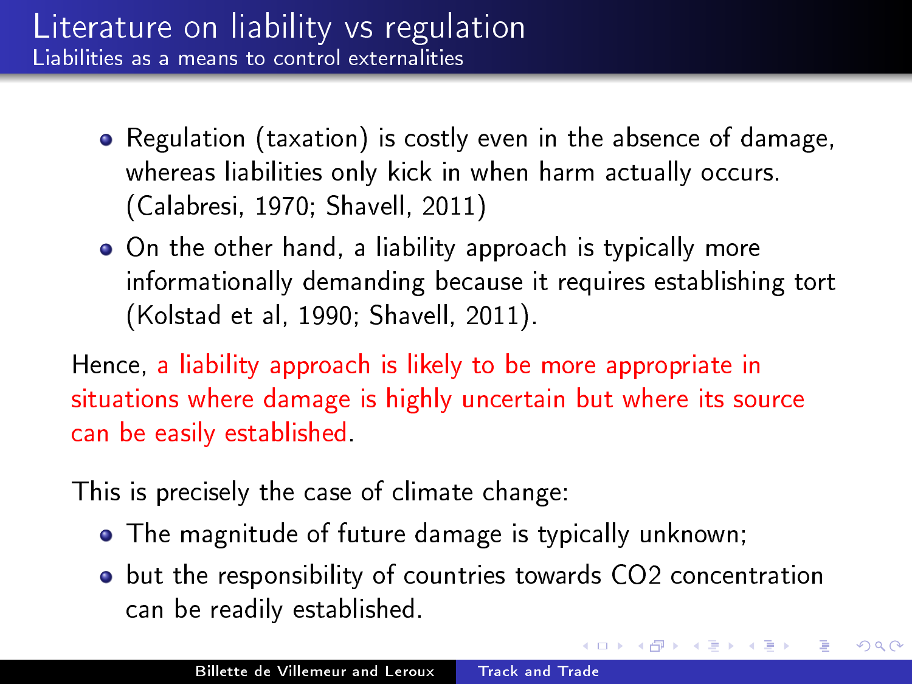# Literature on liability vs regulation

## Liabilities as a means to control externalities

- Regulation (taxation) is costly even in the absence of damage, whereas liabilities only kick in when harm actually occurs. (Calabresi, 1970; Shavell, 2011)
- On the other hand, a liability approach is typically more informationally demanding because it requires establishing tort (Kolstad et al, 1990; Shavell, 2011).

Hence, a liability approach is likely to be more appropriate in situations where damage is highly uncertain but where its source can be easily established.

This is precisely the case of climate change:

- The magnitude of future damage is typically unknown;
- but the responsibility of countries towards CO2 concentration can be readily established.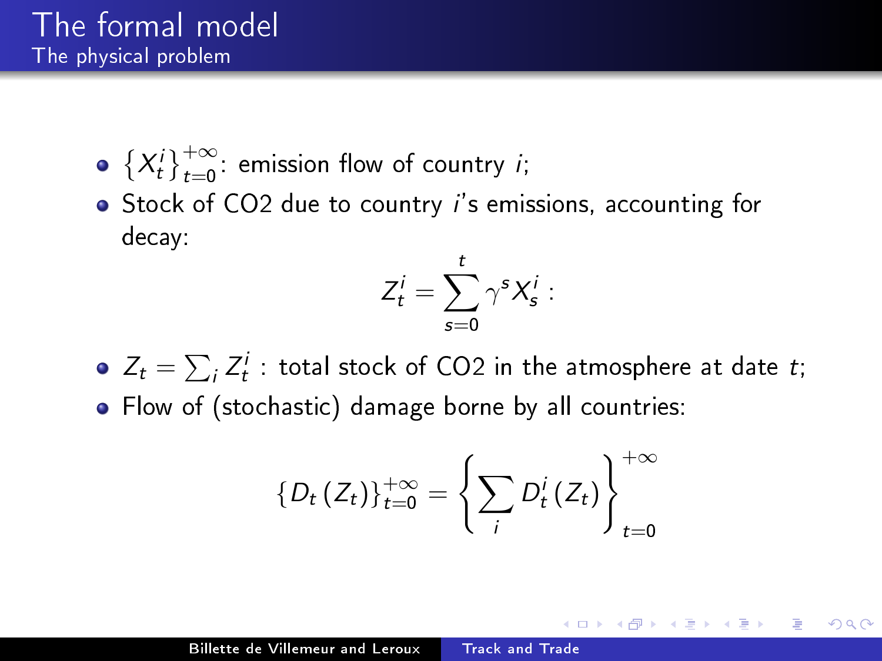# The formal model

## The physical problem

- $\{X_t^i\}_{t=0}^{+\infty}$: emission flow of country $i$;
- Stock of CO2 due to country $i$'s emissions, accounting for decay:

$$Z_t^i = \sum_{s=0}^{t} \gamma^s X_s^i :$$

- $Z_t = \sum_i Z_t^i$ : total stock of CO2 in the atmosphere at date $t$;
- Flow of (stochastic) damage borne by all countries:

$$\{D_t(Z_t)\}_{t=0}^{+\infty} = \left\{ \sum_i D_t^i(Z_t) \right\}_{t=0}^{+\infty}$$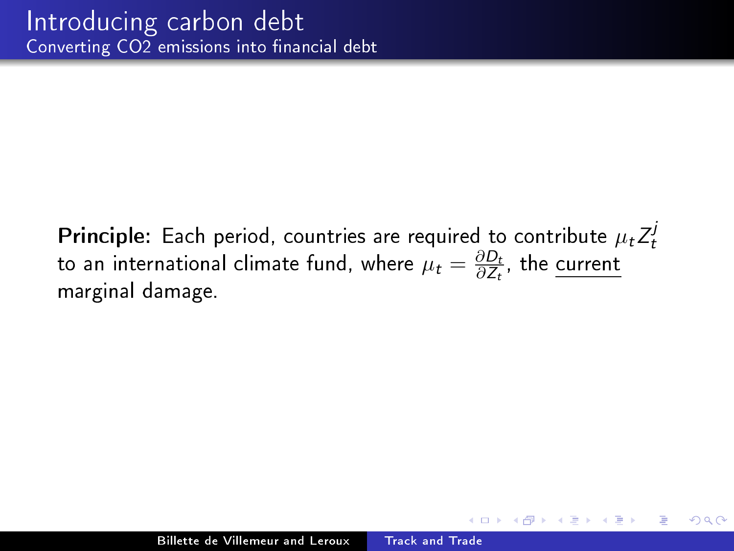# Introducing carbon debt

## Converting CO2 emissions into financial debt

**Principle:** Each period, countries are required to contribute $\mu_t Z_t^j$ to an international climate fund, where $\mu_t = \frac{\partial D_t}{\partial Z_t}$, the <u>current</u> marginal damage.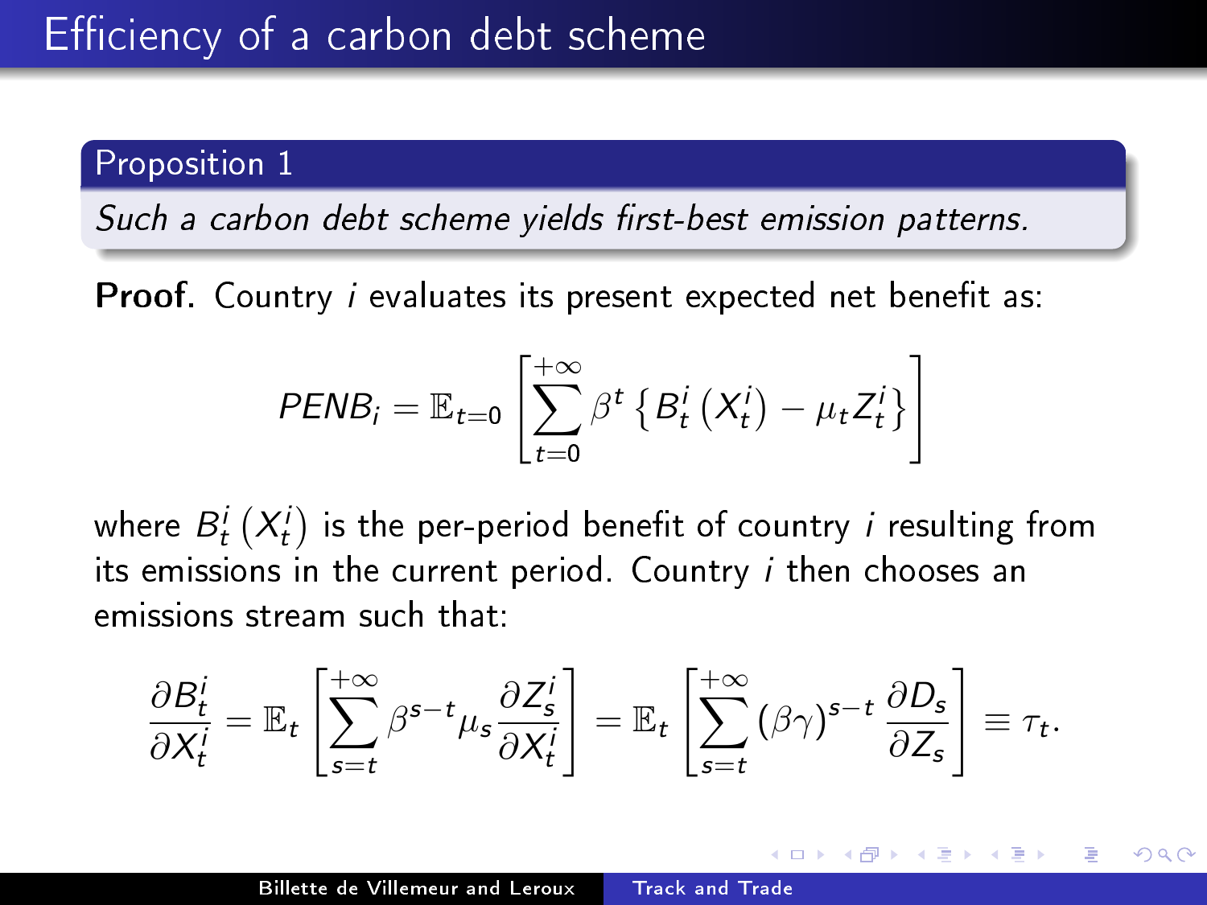# Efficiency of a carbon debt scheme

**Proposition 1**

*Such a carbon debt scheme yields first-best emission patterns.*

**Proof.** Country $i$ evaluates its present expected net benefit as:

$$PENB_i = \mathbb{E}_{t=0}\left[\sum_{t=0}^{+\infty} \beta^t \left\{B_t^i\left(X_t^i\right) - \mu_t Z_t^i\right\}\right]$$

where $B_t^i\left(X_t^i\right)$ is the per-period benefit of country $i$ resulting from its emissions in the current period. Country $i$ then chooses an emissions stream such that:

$$\frac{\partial B_t^i}{\partial X_t^i} = \mathbb{E}_t\left[\sum_{s=t}^{+\infty} \beta^{s-t} \mu_s \frac{\partial Z_s^i}{\partial X_t^i}\right] = \mathbb{E}_t\left[\sum_{s=t}^{+\infty} (\beta\gamma)^{s-t} \frac{\partial D_s}{\partial Z_s}\right] \equiv \tau_t.$$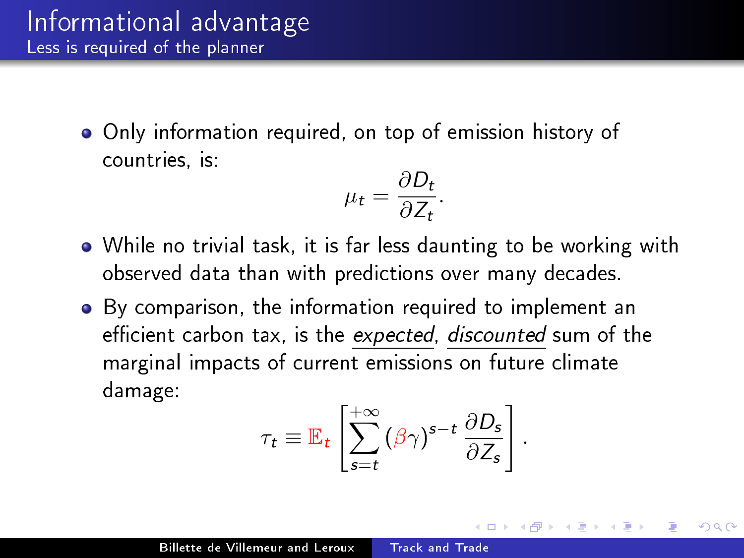# Informational advantage

## Less is required of the planner

- Only information required, on top of emission history of countries, is:

$$\mu_t = \frac{\partial D_t}{\partial Z_t}.$$

- While no trivial task, it is far less daunting to be working with observed data than with predictions over many decades.
- By comparison, the information required to implement an efficient carbon tax, is the *expected*, *discounted* sum of the marginal impacts of current emissions on future climate damage:

$$\tau_t \equiv \mathbb{E}_t \left[ \sum_{s=t}^{+\infty} (\beta\gamma)^{s-t} \frac{\partial D_s}{\partial Z_s} \right].$$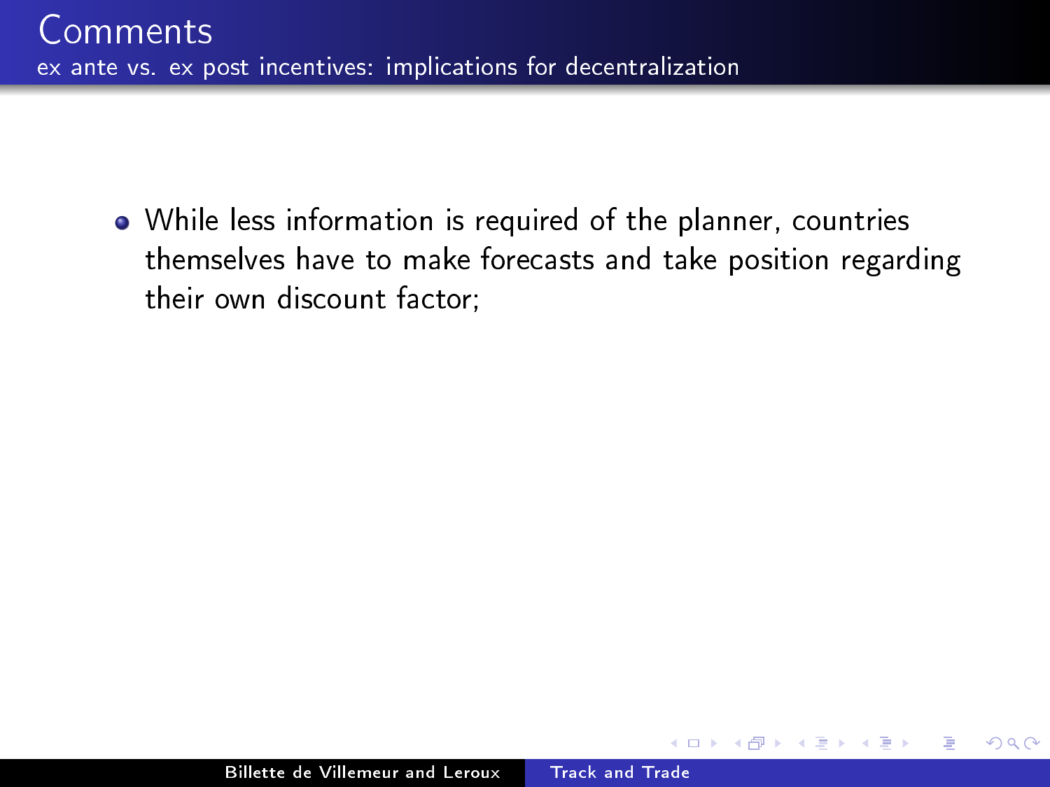# Comments

## ex ante vs. ex post incentives: implications for decentralization

- While less information is required of the planner, countries themselves have to make forecasts and take position regarding their own discount factor;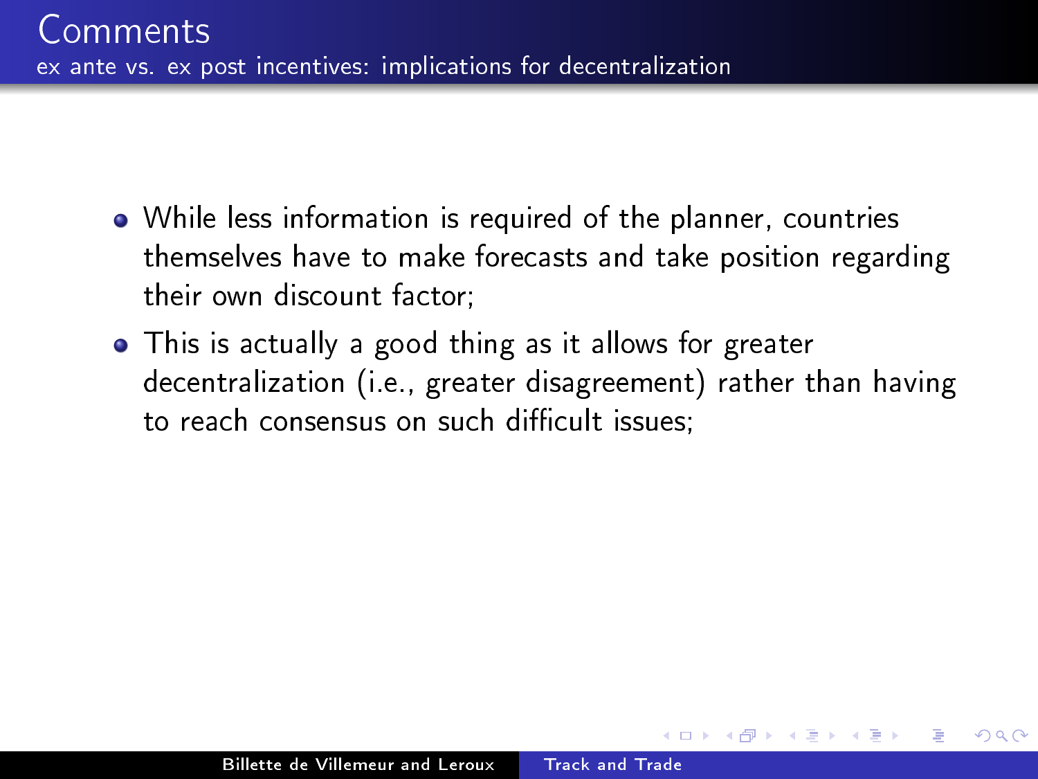# Comments

## ex ante vs. ex post incentives: implications for decentralization

- While less information is required of the planner, countries themselves have to make forecasts and take position regarding their own discount factor;
- This is actually a good thing as it allows for greater decentralization (i.e., greater disagreement) rather than having to reach consensus on such difficult issues;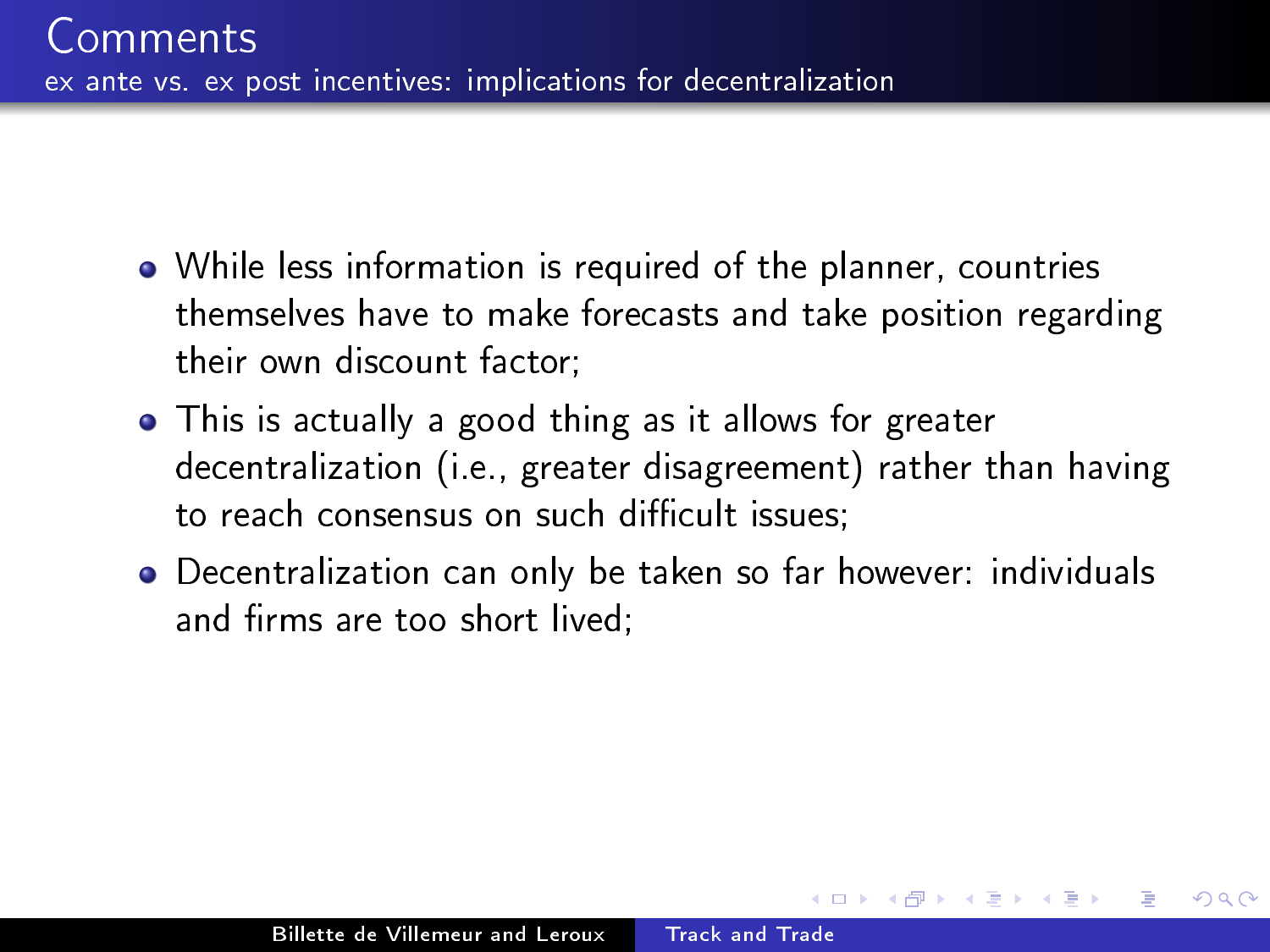# Comments

## ex ante vs. ex post incentives: implications for decentralization

- While less information is required of the planner, countries themselves have to make forecasts and take position regarding their own discount factor;
- This is actually a good thing as it allows for greater decentralization (i.e., greater disagreement) rather than having to reach consensus on such difficult issues;
- Decentralization can only be taken so far however: individuals and firms are too short lived;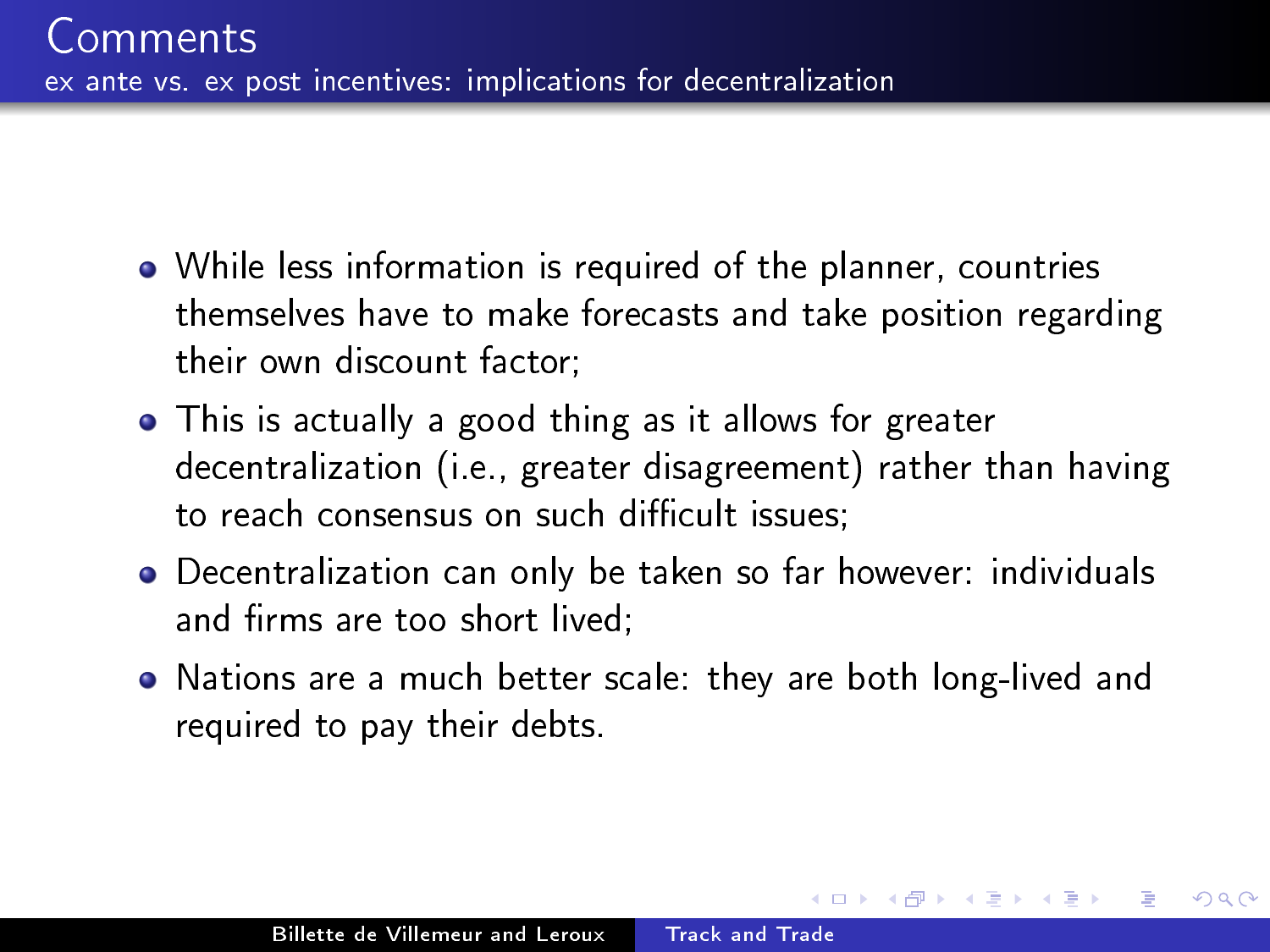## Comments

### ex ante vs. ex post incentives: implications for decentralization

- While less information is required of the planner, countries themselves have to make forecasts and take position regarding their own discount factor;
- This is actually a good thing as it allows for greater decentralization (i.e., greater disagreement) rather than having to reach consensus on such difficult issues;
- Decentralization can only be taken so far however: individuals and firms are too short lived;
- Nations are a much better scale: they are both long-lived and required to pay their debts.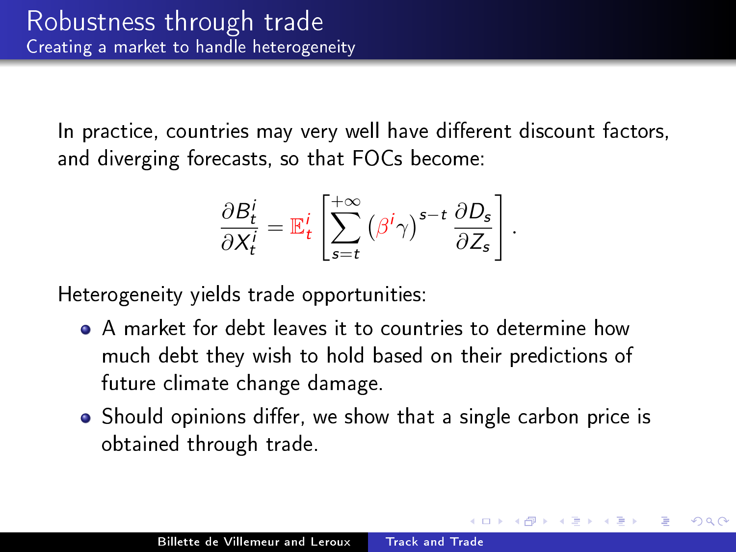# Robustness through trade

## Creating a market to handle heterogeneity

In practice, countries may very well have different discount factors, and diverging forecasts, so that FOCs become:

$$\frac{\partial B_t^i}{\partial X_t^i} = \mathbb{E}_t^i \left[ \sum_{s=t}^{+\infty} \left(\beta^i \gamma\right)^{s-t} \frac{\partial D_s}{\partial Z_s} \right].$$

Heterogeneity yields trade opportunities:

- A market for debt leaves it to countries to determine how much debt they wish to hold based on their predictions of future climate change damage.
- Should opinions differ, we show that a single carbon price is obtained through trade.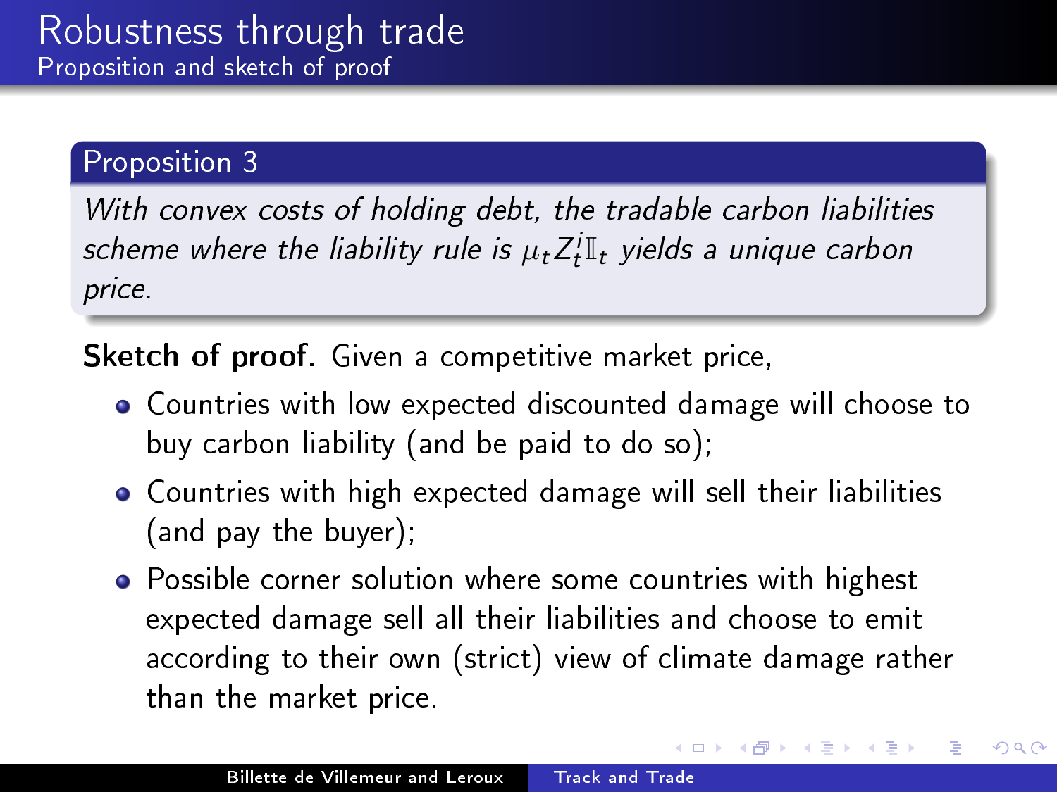# Robustness through trade

## Proposition and sketch of proof

**Proposition 3**

*With convex costs of holding debt, the tradable carbon liabilities scheme where the liability rule is $\mu_t Z_t^i \mathbb{I}_t$ yields a unique carbon price.*

**Sketch of proof.** Given a competitive market price,

- Countries with low expected discounted damage will choose to buy carbon liability (and be paid to do so);
- Countries with high expected damage will sell their liabilities (and pay the buyer);
- Possible corner solution where some countries with highest expected damage sell all their liabilities and choose to emit according to their own (strict) view of climate damage rather than the market price.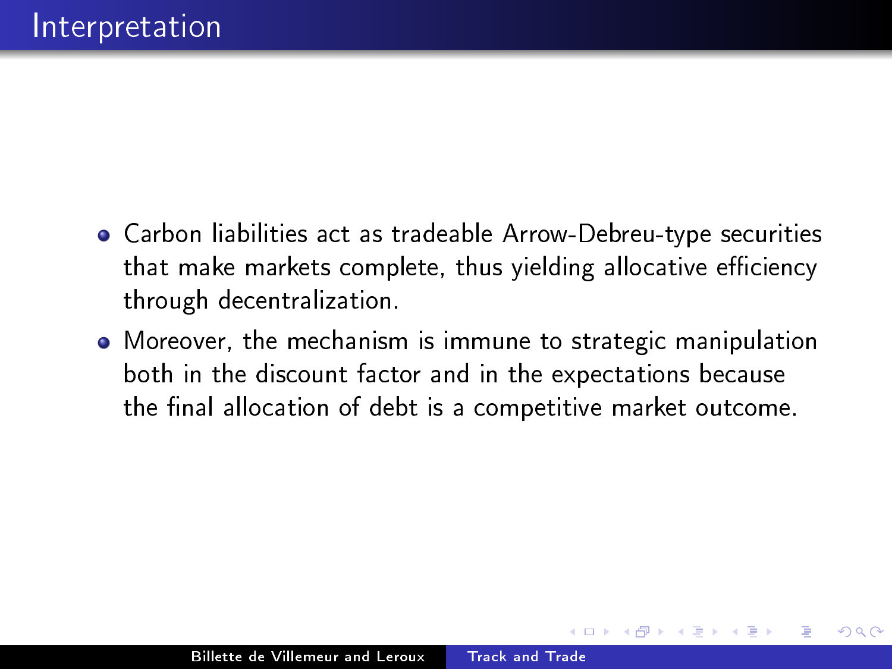# Interpretation

- Carbon liabilities act as tradeable Arrow-Debreu-type securities that make markets complete, thus yielding allocative efficiency through decentralization.
- Moreover, the mechanism is immune to strategic manipulation both in the discount factor and in the expectations because the final allocation of debt is a competitive market outcome.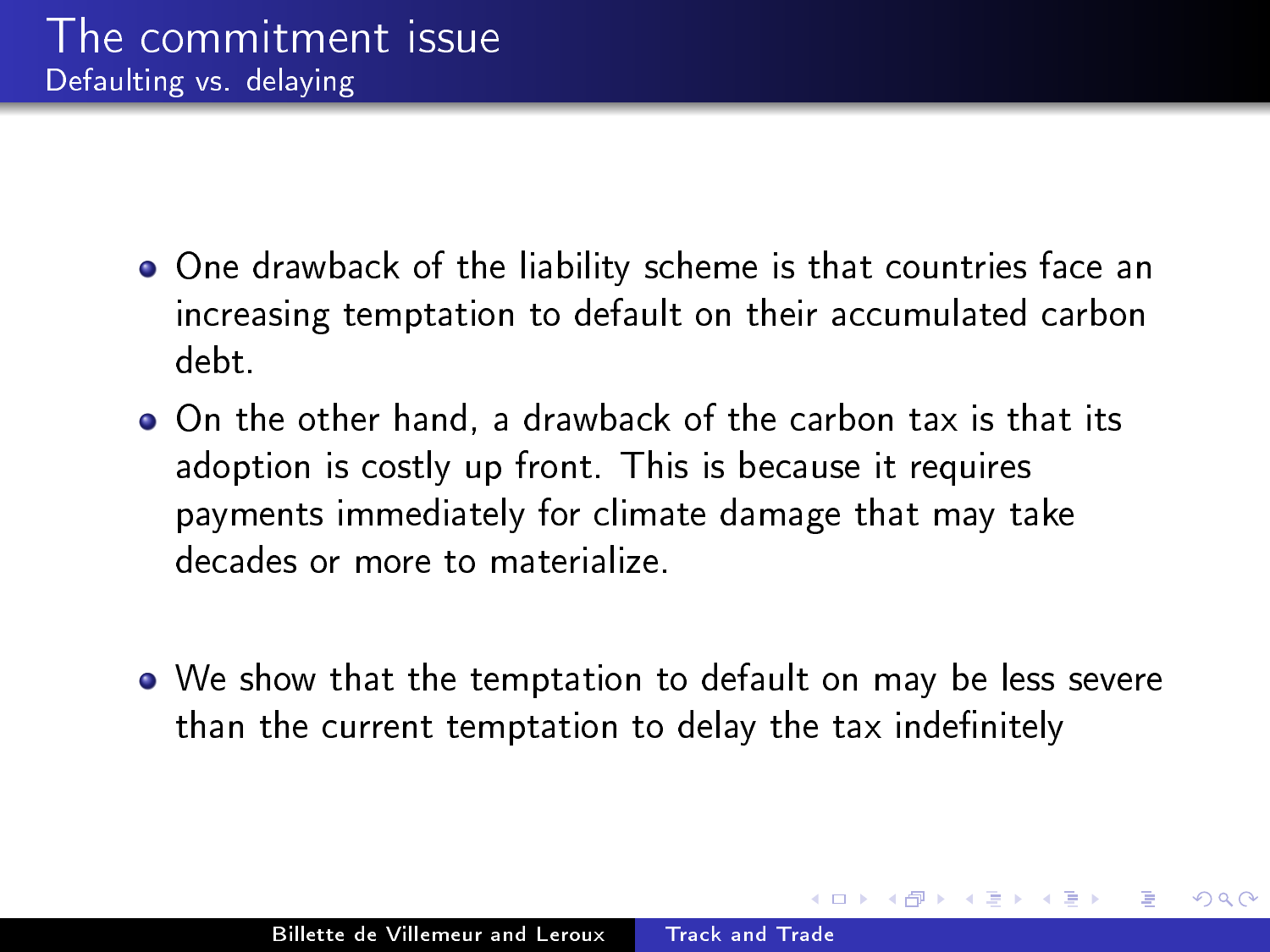# The commitment issue

## Defaulting vs. delaying

- One drawback of the liability scheme is that countries face an increasing temptation to default on their accumulated carbon debt.
- On the other hand, a drawback of the carbon tax is that its adoption is costly up front. This is because it requires payments immediately for climate damage that may take decades or more to materialize.

- We show that the temptation to default on may be less severe than the current temptation to delay the tax indefinitely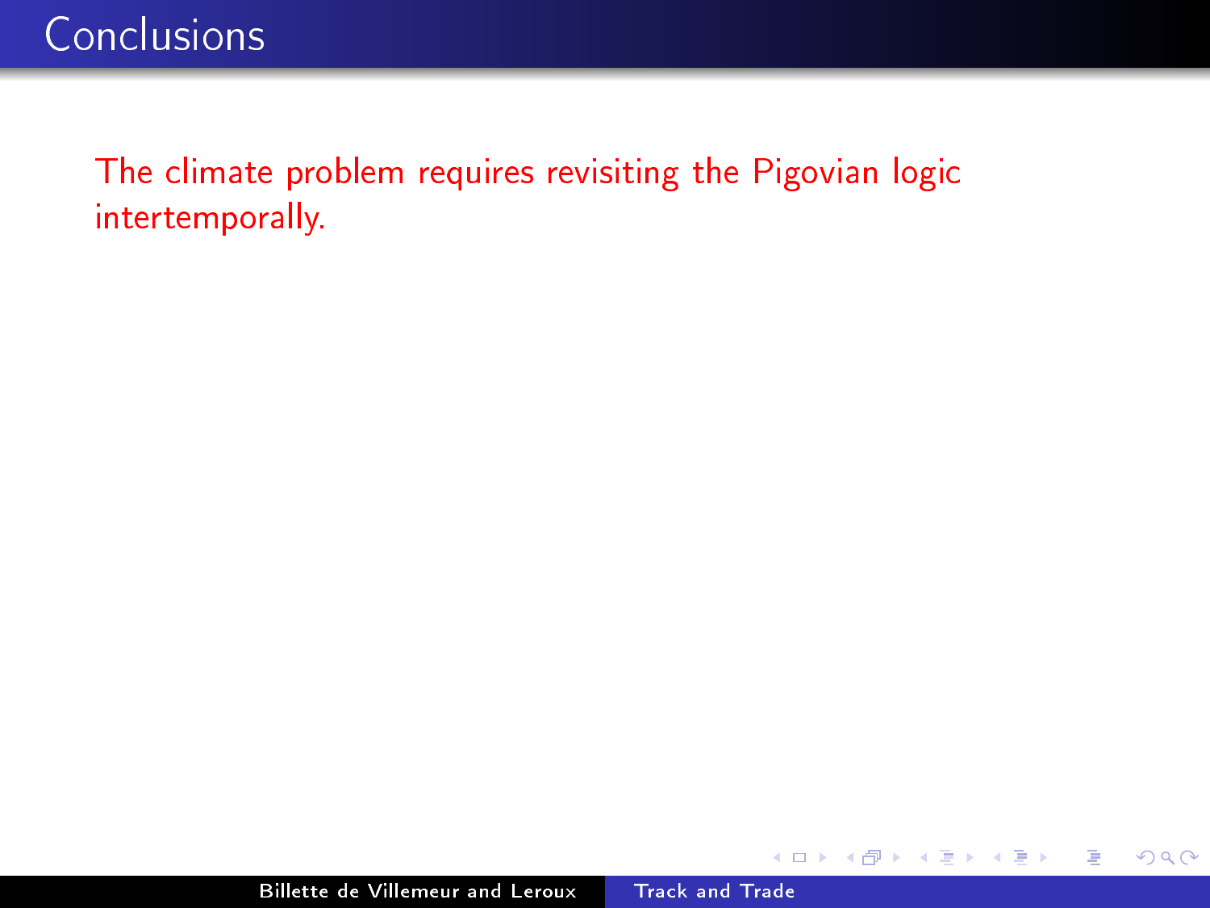# Conclusions

The climate problem requires revisiting the Pigovian logic intertemporally.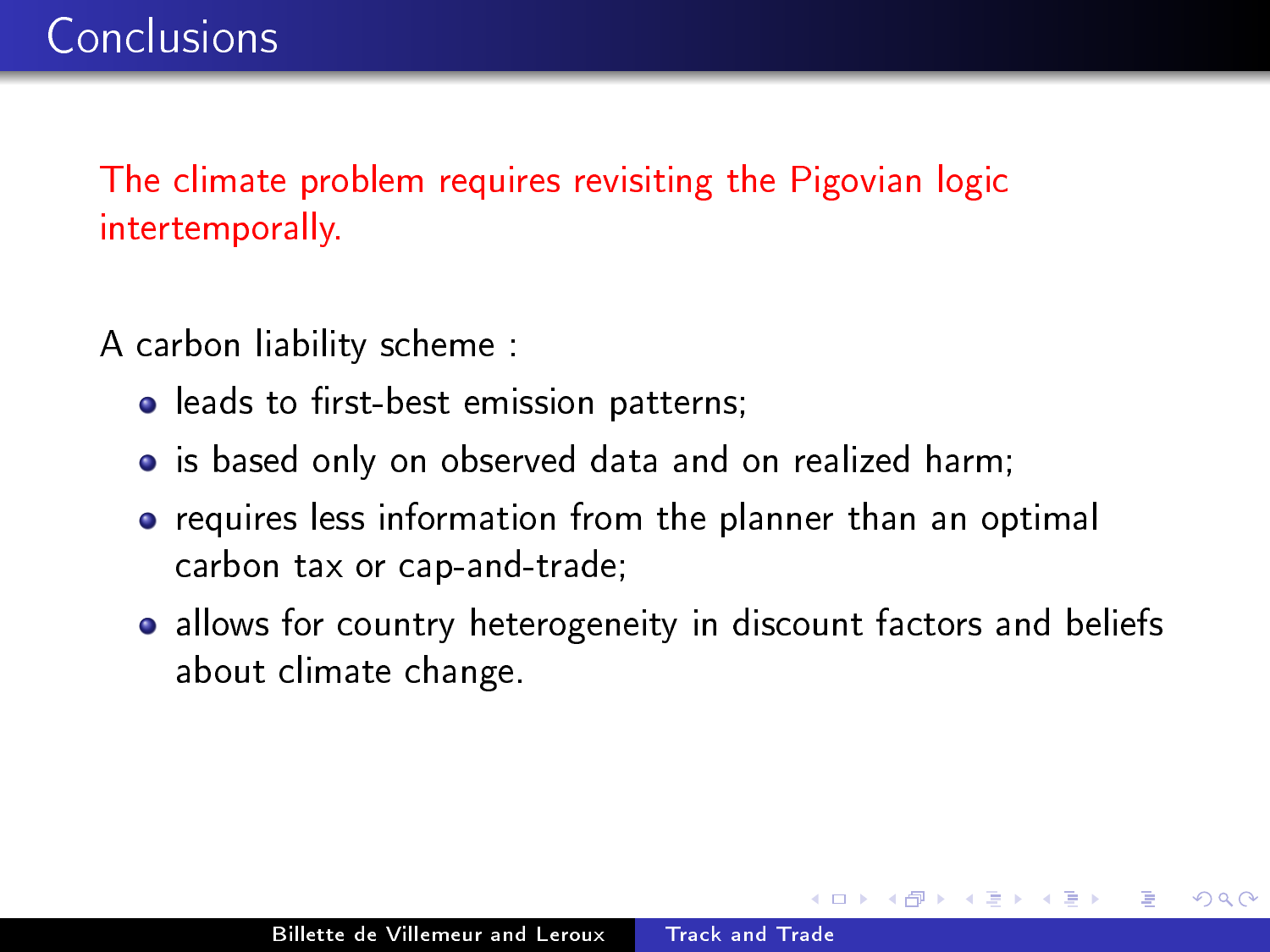# Conclusions

The climate problem requires revisiting the Pigovian logic intertemporally.

A carbon liability scheme :

- leads to first-best emission patterns;
- is based only on observed data and on realized harm;
- requires less information from the planner than an optimal carbon tax or cap-and-trade;
- allows for country heterogeneity in discount factors and beliefs about climate change.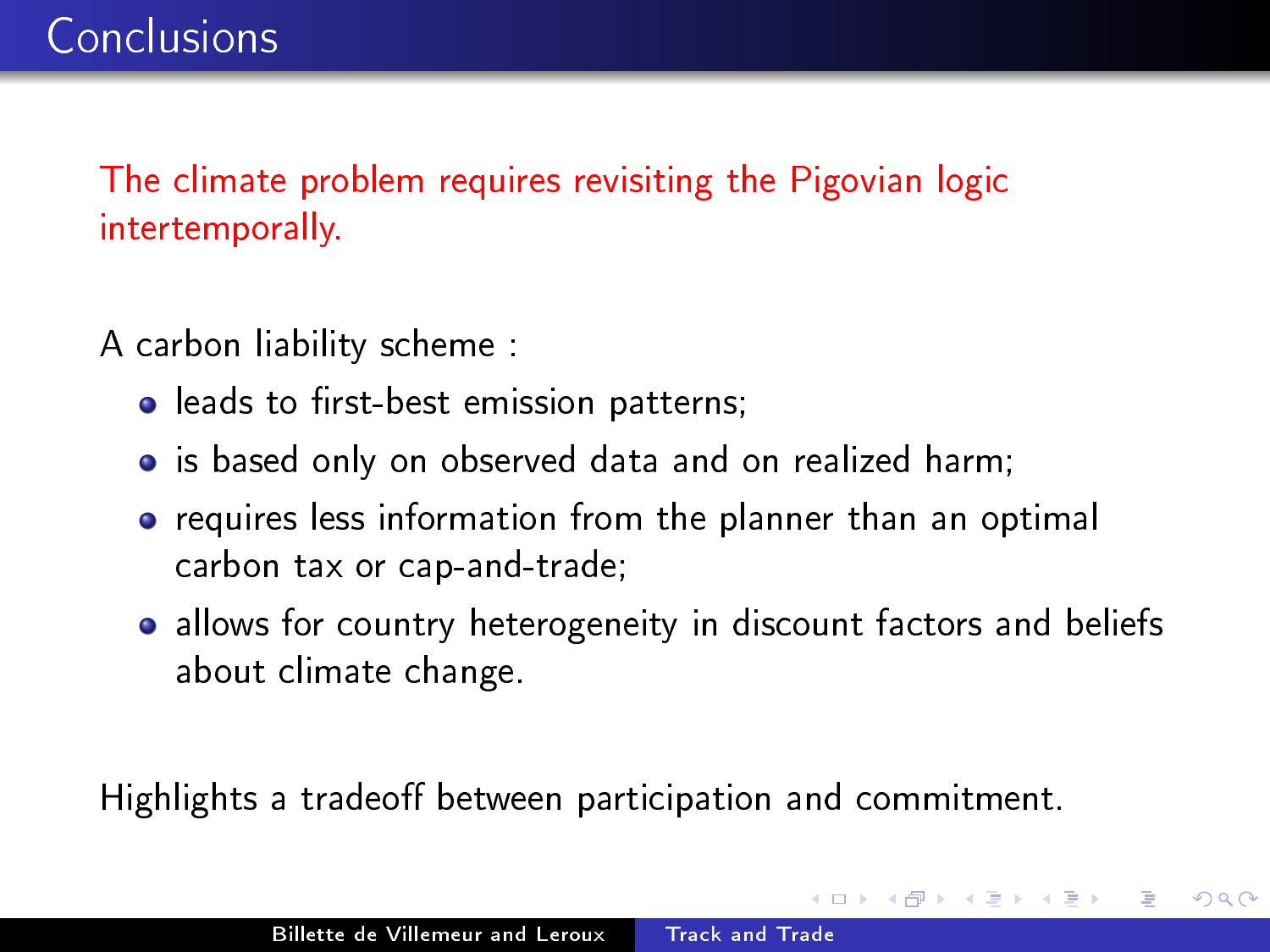# Conclusions

The climate problem requires revisiting the Pigovian logic intertemporally.

A carbon liability scheme :

- leads to first-best emission patterns;
- is based only on observed data and on realized harm;
- requires less information from the planner than an optimal carbon tax or cap-and-trade;
- allows for country heterogeneity in discount factors and beliefs about climate change.

Highlights a tradeoff between participation and commitment.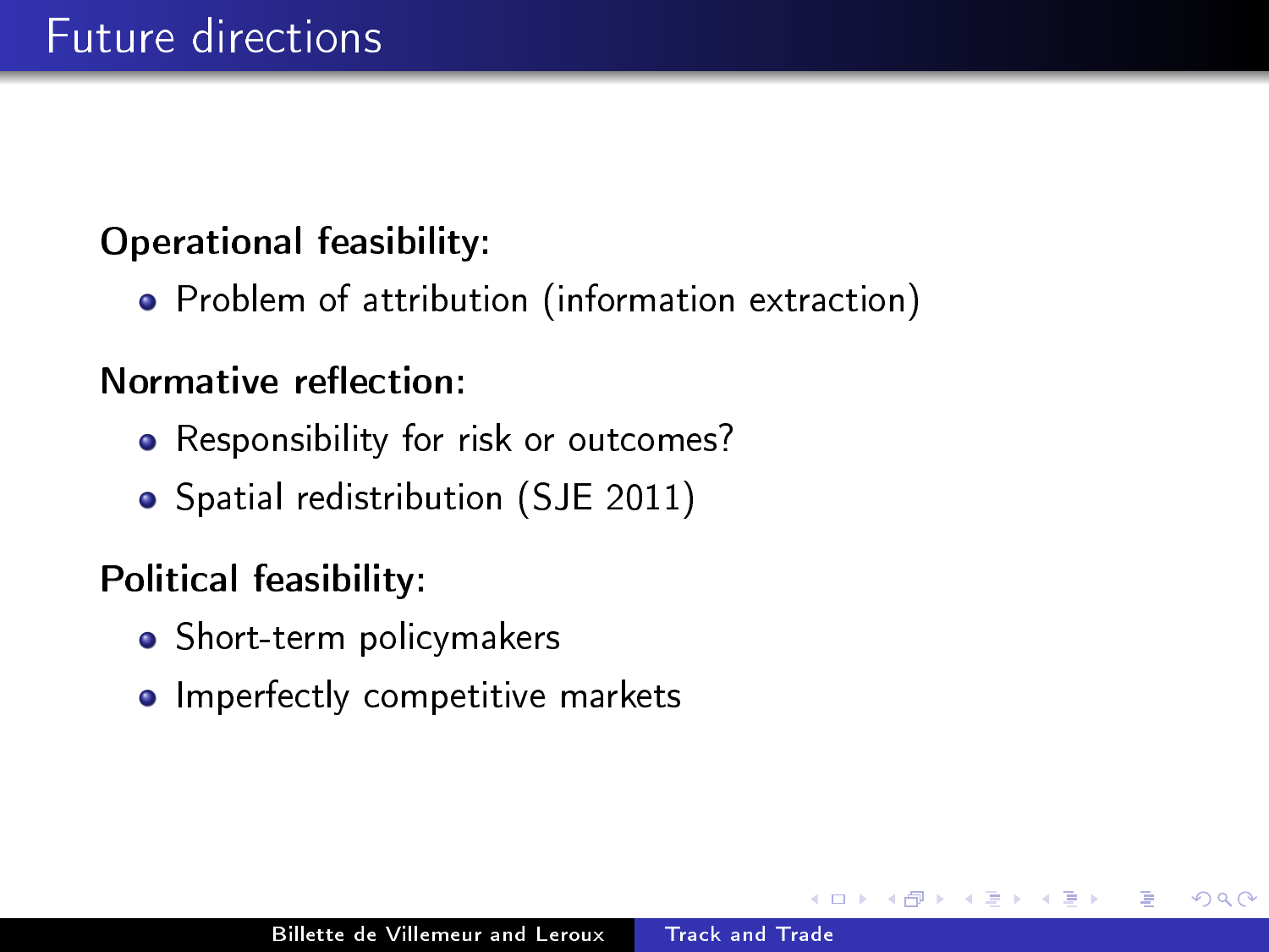# Future directions

**Operational feasibility:**

- Problem of attribution (information extraction)

**Normative reflection:**

- Responsibility for risk or outcomes?
- Spatial redistribution (SJE 2011)

**Political feasibility:**

- Short-term policymakers
- Imperfectly competitive markets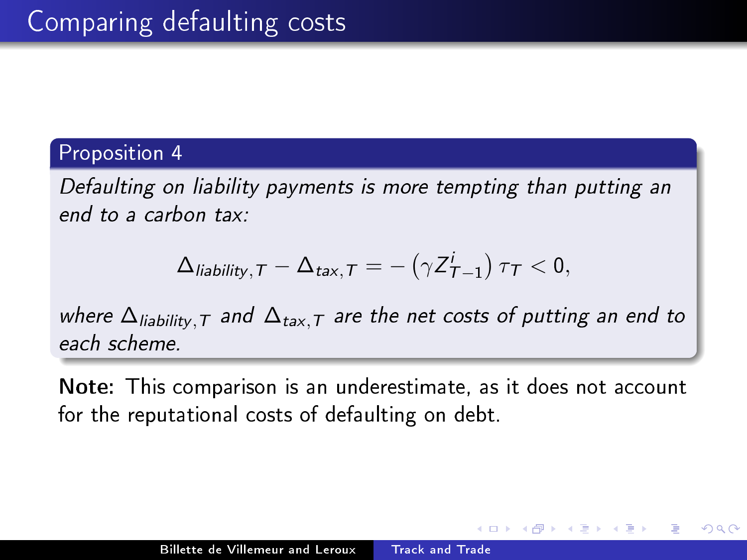# Comparing defaulting costs

**Proposition 4**

*Defaulting on liability payments is more tempting than putting an end to a carbon tax:*

$$\Delta_{liability,T} - \Delta_{tax,T} = -\left(\gamma Z^{i}_{T-1}\right)\tau_T < 0,$$

*where $\Delta_{liability,T}$ and $\Delta_{tax,T}$ are the net costs of putting an end to each scheme.*

**Note:** This comparison is an underestimate, as it does not account for the reputational costs of defaulting on debt.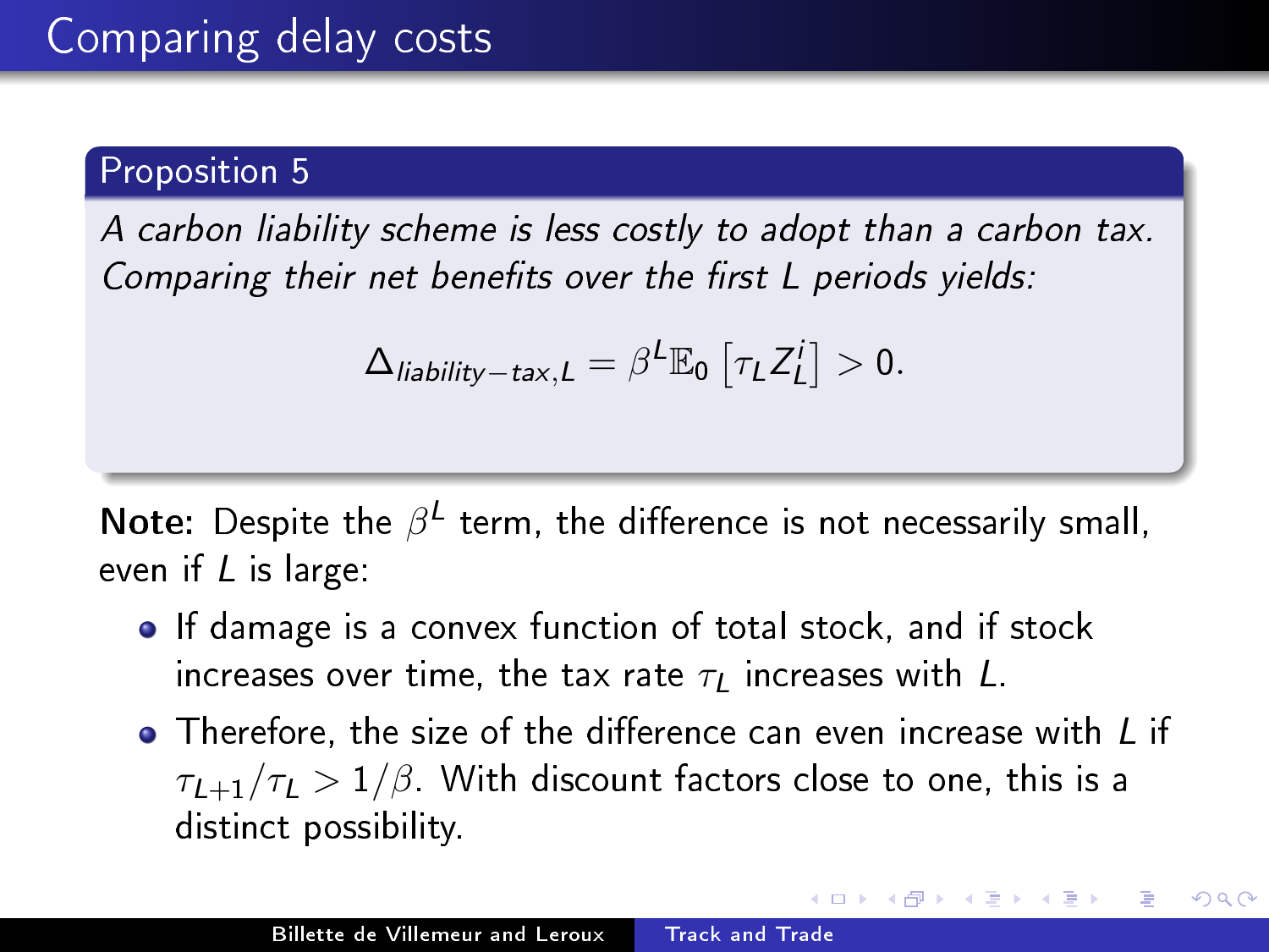# Comparing delay costs

**Proposition 5**

*A carbon liability scheme is less costly to adopt than a carbon tax. Comparing their net benefits over the first L periods yields:*

$$\Delta_{liability-tax,L} = \beta^L \mathbb{E}_0 \left[ \tau_L Z_L^i \right] > 0.$$

**Note:** Despite the $\beta^L$ term, the difference is not necessarily small, even if $L$ is large:

- If damage is a convex function of total stock, and if stock increases over time, the tax rate $\tau_L$ increases with $L$.
- Therefore, the size of the difference can even increase with $L$ if $\tau_{L+1}/\tau_L > 1/\beta$. With discount factors close to one, this is a distinct possibility.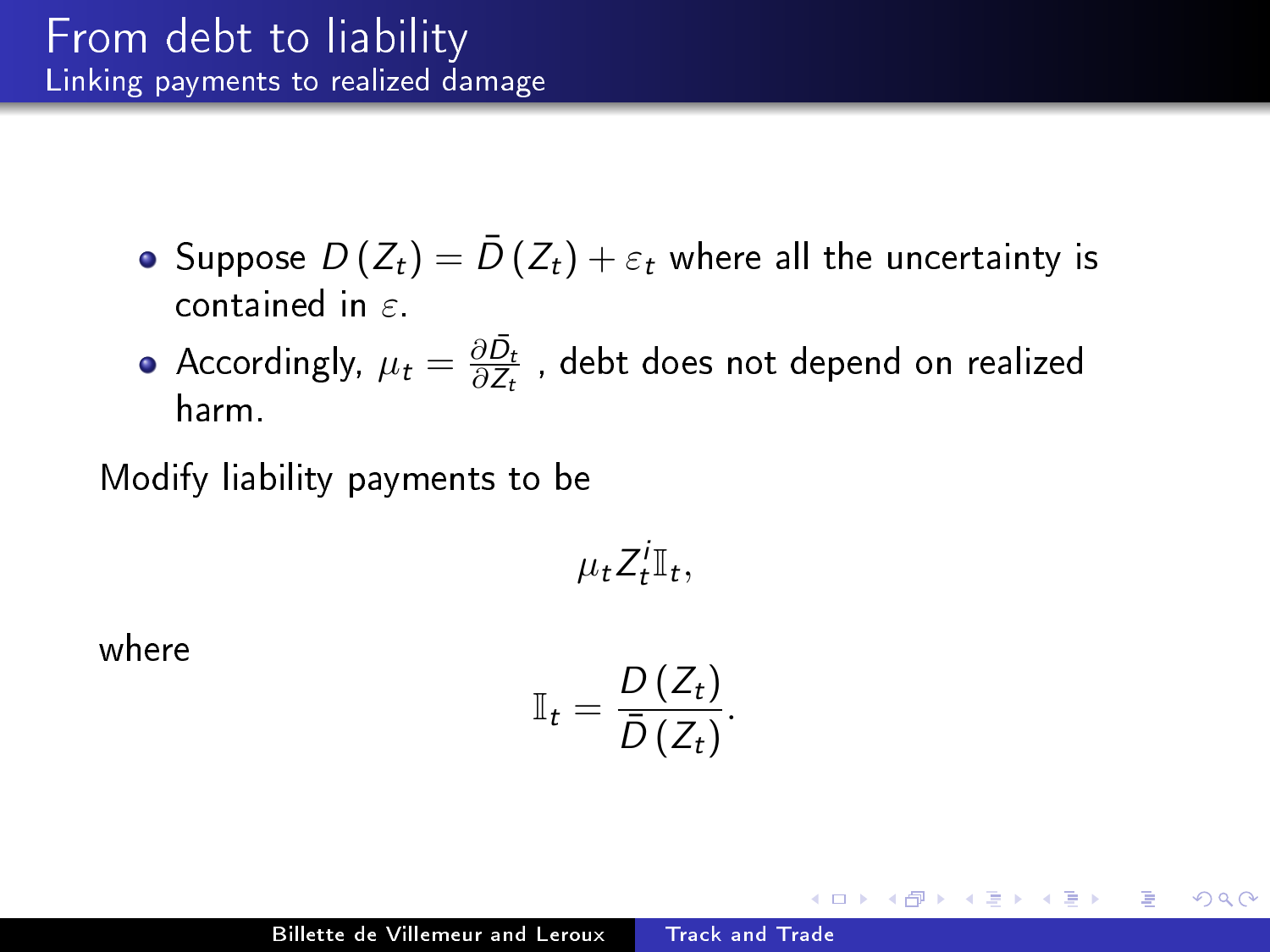# From debt to liability

## Linking payments to realized damage

- Suppose $D(Z_t) = \bar{D}(Z_t) + \varepsilon_t$ where all the uncertainty is contained in $\varepsilon$.
- Accordingly, $\mu_t = \frac{\partial \bar{D}_t}{\partial Z_t}$ , debt does not depend on realized harm.

Modify liability payments to be

$$\mu_t Z_t^i \mathbb{I}_t,$$

where

$$\mathbb{I}_t = \frac{D(Z_t)}{\bar{D}(Z_t)}.$$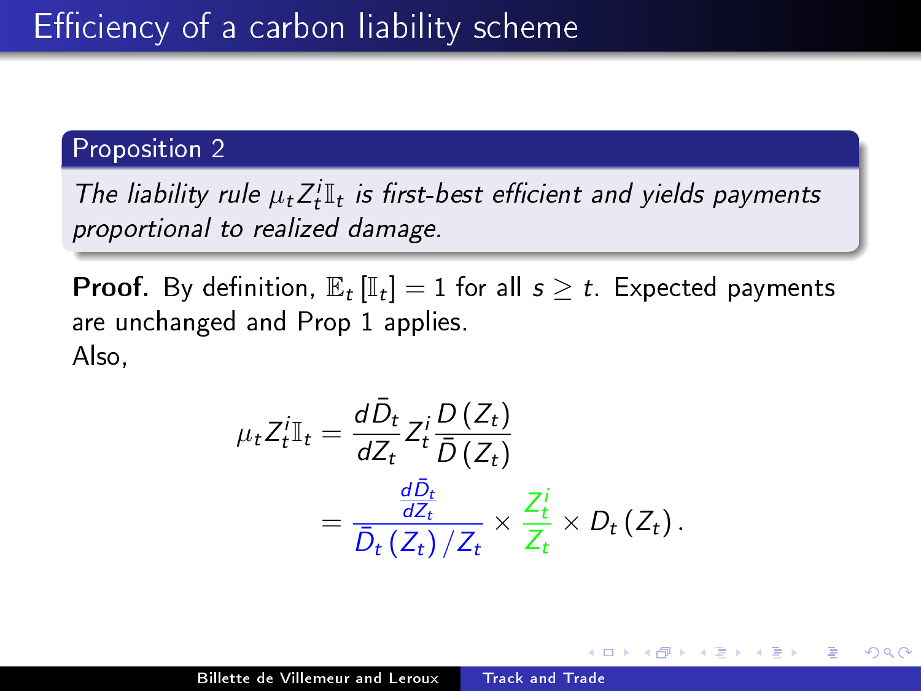# Efficiency of a carbon liability scheme

**Proposition 2**

*The liability rule $\mu_t Z_t^i \mathbb{I}_t$ is first-best efficient and yields payments proportional to realized damage.*

**Proof.** By definition, $\mathbb{E}_t [\mathbb{I}_t] = 1$ for all $s \geq t$. Expected payments are unchanged and Prop 1 applies.

Also,

$$\mu_t Z_t^i \mathbb{I}_t = \frac{d\bar{D}_t}{dZ_t} Z_t^i \frac{D(Z_t)}{\bar{D}(Z_t)}$$

$$= \frac{\frac{d\bar{D}_t}{dZ_t}}{\bar{D}_t(Z_t)/Z_t} \times \frac{Z_t^i}{Z_t} \times D_t(Z_t).$$